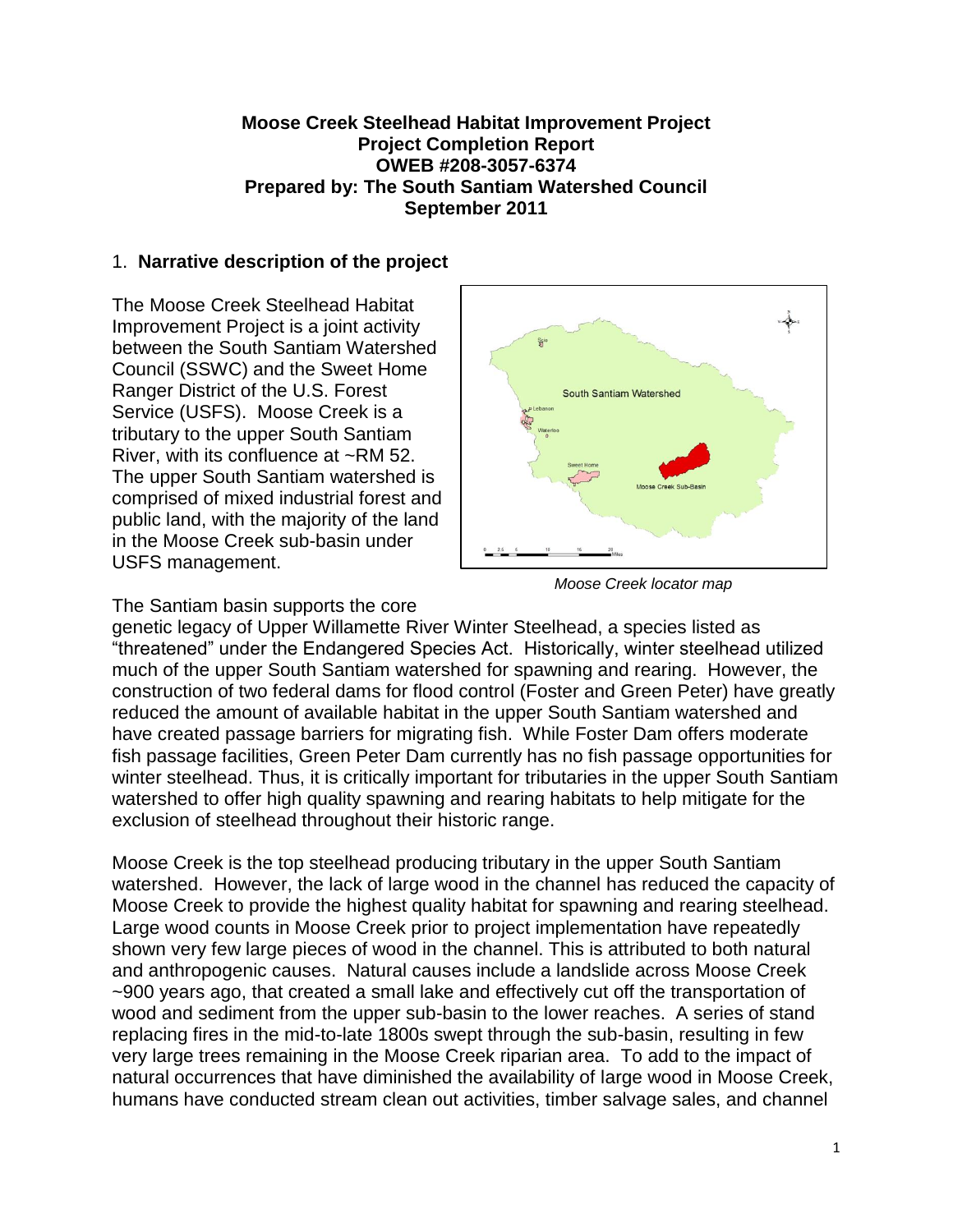**Moose Creek Steelhead Habitat Improvement Project**
**Project Completion Report**
**OWEB #208-3057-6374**
**Prepared by: The South Santiam Watershed Council**
**September 2011**

## 1. Narrative description of the project

The Moose Creek Steelhead Habitat Improvement Project is a joint activity between the South Santiam Watershed Council (SSWC) and the Sweet Home Ranger District of the U.S. Forest Service (USFS). Moose Creek is a tributary to the upper South Santiam River, with its confluence at ~RM 52. The upper South Santiam watershed is comprised of mixed industrial forest and public land, with the majority of the land in the Moose Creek sub-basin under USFS management.

*Moose Creek locator map*

The Santiam basin supports the core genetic legacy of Upper Willamette River Winter Steelhead, a species listed as "threatened" under the Endangered Species Act. Historically, winter steelhead utilized much of the upper South Santiam watershed for spawning and rearing. However, the construction of two federal dams for flood control (Foster and Green Peter) have greatly reduced the amount of available habitat in the upper South Santiam watershed and have created passage barriers for migrating fish. While Foster Dam offers moderate fish passage facilities, Green Peter Dam currently has no fish passage opportunities for winter steelhead. Thus, it is critically important for tributaries in the upper South Santiam watershed to offer high quality spawning and rearing habitats to help mitigate for the exclusion of steelhead throughout their historic range.

Moose Creek is the top steelhead producing tributary in the upper South Santiam watershed. However, the lack of large wood in the channel has reduced the capacity of Moose Creek to provide the highest quality habitat for spawning and rearing steelhead. Large wood counts in Moose Creek prior to project implementation have repeatedly shown very few large pieces of wood in the channel. This is attributed to both natural and anthropogenic causes. Natural causes include a landslide across Moose Creek ~900 years ago, that created a small lake and effectively cut off the transportation of wood and sediment from the upper sub-basin to the lower reaches. A series of stand replacing fires in the mid-to-late 1800s swept through the sub-basin, resulting in few very large trees remaining in the Moose Creek riparian area. To add to the impact of natural occurrences that have diminished the availability of large wood in Moose Creek, humans have conducted stream clean out activities, timber salvage sales, and channel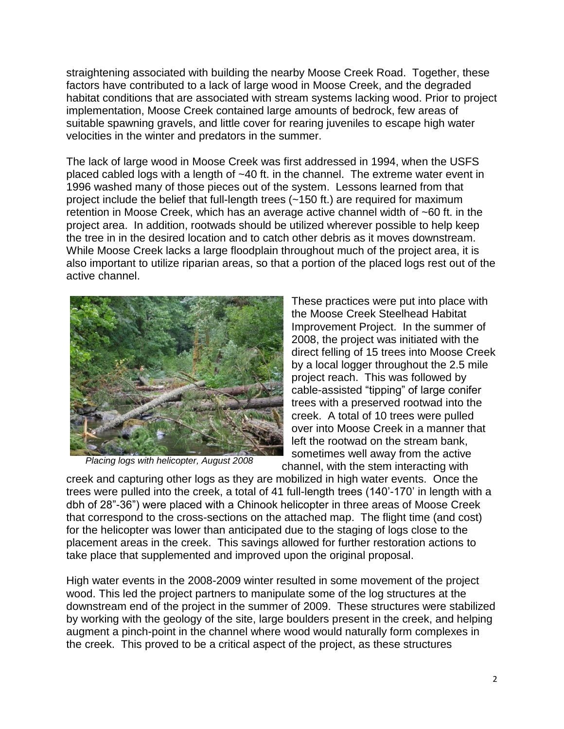straightening associated with building the nearby Moose Creek Road. Together, these factors have contributed to a lack of large wood in Moose Creek, and the degraded habitat conditions that are associated with stream systems lacking wood. Prior to project implementation, Moose Creek contained large amounts of bedrock, few areas of suitable spawning gravels, and little cover for rearing juveniles to escape high water velocities in the winter and predators in the summer.

The lack of large wood in Moose Creek was first addressed in 1994, when the USFS placed cabled logs with a length of ~40 ft. in the channel. The extreme water event in 1996 washed many of those pieces out of the system. Lessons learned from that project include the belief that full-length trees (~150 ft.) are required for maximum retention in Moose Creek, which has an average active channel width of ~60 ft. in the project area. In addition, rootwads should be utilized wherever possible to help keep the tree in in the desired location and to catch other debris as it moves downstream. While Moose Creek lacks a large floodplain throughout much of the project area, it is also important to utilize riparian areas, so that a portion of the placed logs rest out of the active channel.

*Placing logs with helicopter, August 2008*

These practices were put into place with the Moose Creek Steelhead Habitat Improvement Project. In the summer of 2008, the project was initiated with the direct felling of 15 trees into Moose Creek by a local logger throughout the 2.5 mile project reach. This was followed by cable-assisted "tipping" of large conifer trees with a preserved rootwad into the creek. A total of 10 trees were pulled over into Moose Creek in a manner that left the rootwad on the stream bank, sometimes well away from the active channel, with the stem interacting with creek and capturing other logs as they are mobilized in high water events. Once the trees were pulled into the creek, a total of 41 full-length trees (140'-170' in length with a dbh of 28"-36") were placed with a Chinook helicopter in three areas of Moose Creek that correspond to the cross-sections on the attached map. The flight time (and cost) for the helicopter was lower than anticipated due to the staging of logs close to the placement areas in the creek. This savings allowed for further restoration actions to take place that supplemented and improved upon the original proposal.

High water events in the 2008-2009 winter resulted in some movement of the project wood. This led the project partners to manipulate some of the log structures at the downstream end of the project in the summer of 2009. These structures were stabilized by working with the geology of the site, large boulders present in the creek, and helping augment a pinch-point in the channel where wood would naturally form complexes in the creek. This proved to be a critical aspect of the project, as these structures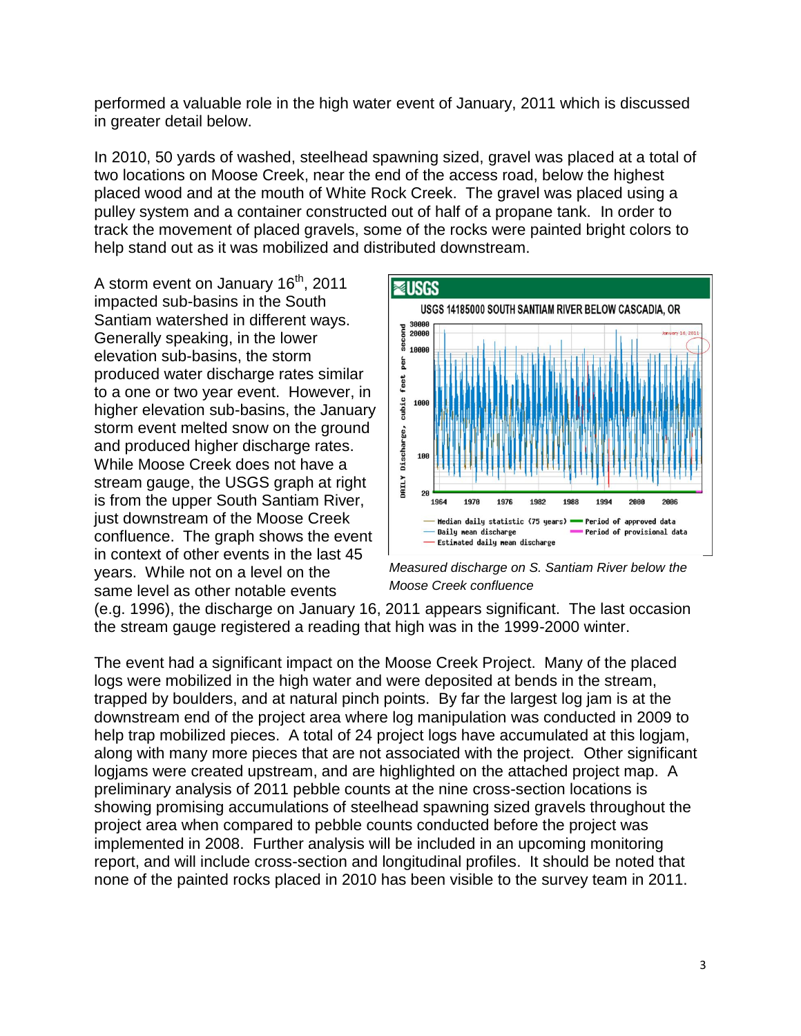performed a valuable role in the high water event of January, 2011 which is discussed in greater detail below.

In 2010, 50 yards of washed, steelhead spawning sized, gravel was placed at a total of two locations on Moose Creek, near the end of the access road, below the highest placed wood and at the mouth of White Rock Creek. The gravel was placed using a pulley system and a container constructed out of half of a propane tank. In order to track the movement of placed gravels, some of the rocks were painted bright colors to help stand out as it was mobilized and distributed downstream.

A storm event on January 16th, 2011 impacted sub-basins in the South Santiam watershed in different ways. Generally speaking, in the lower elevation sub-basins, the storm produced water discharge rates similar to a one or two year event. However, in higher elevation sub-basins, the January storm event melted snow on the ground and produced higher discharge rates. While Moose Creek does not have a stream gauge, the USGS graph at right is from the upper South Santiam River, just downstream of the Moose Creek confluence. The graph shows the event in context of other events in the last 45 years. While not on a level on the same level as other notable events (e.g. 1996), the discharge on January 16, 2011 appears significant. The last occasion the stream gauge registered a reading that high was in the 1999-2000 winter.

*Measured discharge on S. Santiam River below the Moose Creek confluence*

The event had a significant impact on the Moose Creek Project. Many of the placed logs were mobilized in the high water and were deposited at bends in the stream, trapped by boulders, and at natural pinch points. By far the largest log jam is at the downstream end of the project area where log manipulation was conducted in 2009 to help trap mobilized pieces. A total of 24 project logs have accumulated at this logjam, along with many more pieces that are not associated with the project. Other significant logjams were created upstream, and are highlighted on the attached project map. A preliminary analysis of 2011 pebble counts at the nine cross-section locations is showing promising accumulations of steelhead spawning sized gravels throughout the project area when compared to pebble counts conducted before the project was implemented in 2008. Further analysis will be included in an upcoming monitoring report, and will include cross-section and longitudinal profiles. It should be noted that none of the painted rocks placed in 2010 has been visible to the survey team in 2011.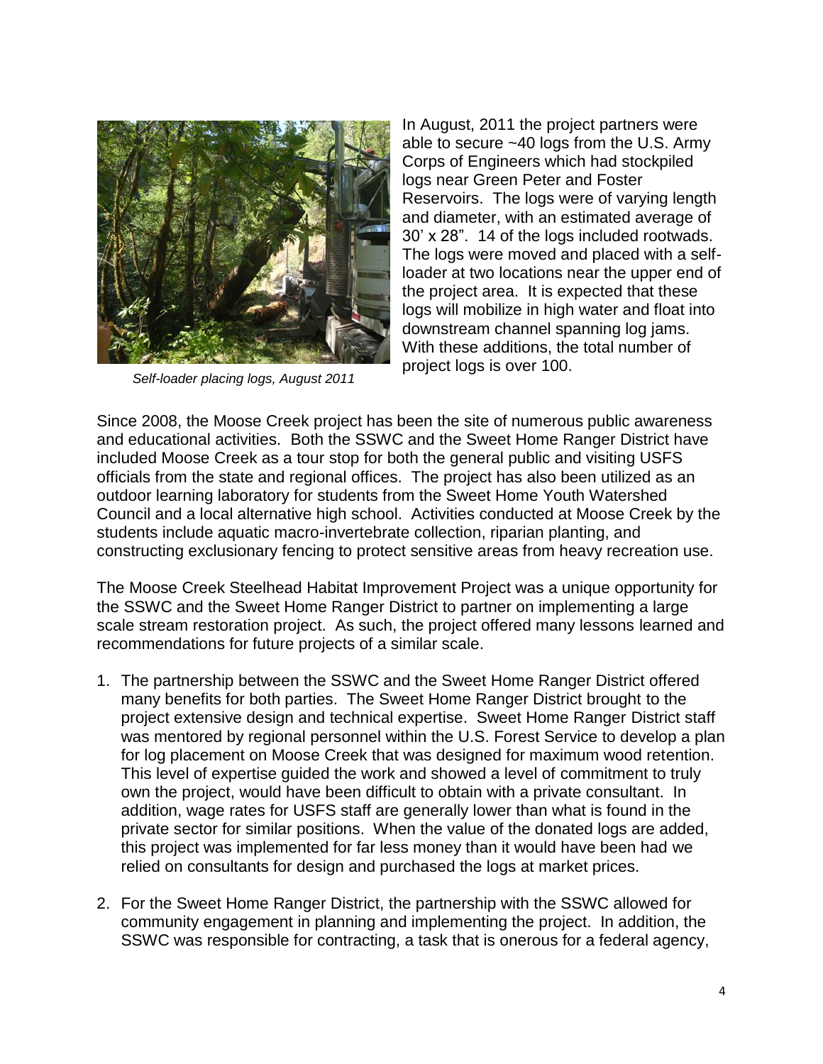In August, 2011 the project partners were able to secure ~40 logs from the U.S. Army Corps of Engineers which had stockpiled logs near Green Peter and Foster Reservoirs. The logs were of varying length and diameter, with an estimated average of 30' x 28". 14 of the logs included rootwads. The logs were moved and placed with a self-loader at two locations near the upper end of the project area. It is expected that these logs will mobilize in high water and float into downstream channel spanning log jams. With these additions, the total number of project logs is over 100.

*Self-loader placing logs, August 2011*

Since 2008, the Moose Creek project has been the site of numerous public awareness and educational activities. Both the SSWC and the Sweet Home Ranger District have included Moose Creek as a tour stop for both the general public and visiting USFS officials from the state and regional offices. The project has also been utilized as an outdoor learning laboratory for students from the Sweet Home Youth Watershed Council and a local alternative high school. Activities conducted at Moose Creek by the students include aquatic macro-invertebrate collection, riparian planting, and constructing exclusionary fencing to protect sensitive areas from heavy recreation use.

The Moose Creek Steelhead Habitat Improvement Project was a unique opportunity for the SSWC and the Sweet Home Ranger District to partner on implementing a large scale stream restoration project. As such, the project offered many lessons learned and recommendations for future projects of a similar scale.

1. The partnership between the SSWC and the Sweet Home Ranger District offered many benefits for both parties. The Sweet Home Ranger District brought to the project extensive design and technical expertise. Sweet Home Ranger District staff was mentored by regional personnel within the U.S. Forest Service to develop a plan for log placement on Moose Creek that was designed for maximum wood retention. This level of expertise guided the work and showed a level of commitment to truly own the project, would have been difficult to obtain with a private consultant. In addition, wage rates for USFS staff are generally lower than what is found in the private sector for similar positions. When the value of the donated logs are added, this project was implemented for far less money than it would have been had we relied on consultants for design and purchased the logs at market prices.

2. For the Sweet Home Ranger District, the partnership with the SSWC allowed for community engagement in planning and implementing the project. In addition, the SSWC was responsible for contracting, a task that is onerous for a federal agency,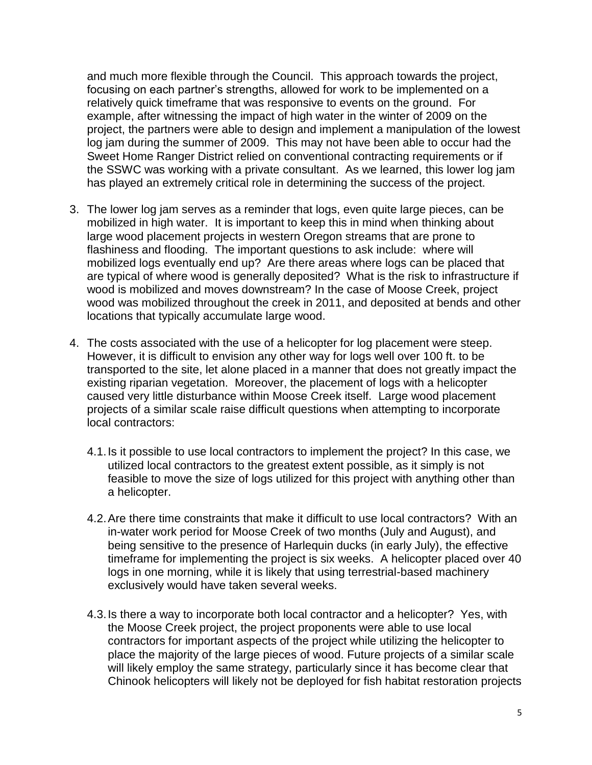and much more flexible through the Council. This approach towards the project, focusing on each partner's strengths, allowed for work to be implemented on a relatively quick timeframe that was responsive to events on the ground. For example, after witnessing the impact of high water in the winter of 2009 on the project, the partners were able to design and implement a manipulation of the lowest log jam during the summer of 2009. This may not have been able to occur had the Sweet Home Ranger District relied on conventional contracting requirements or if the SSWC was working with a private consultant. As we learned, this lower log jam has played an extremely critical role in determining the success of the project.

3. The lower log jam serves as a reminder that logs, even quite large pieces, can be mobilized in high water. It is important to keep this in mind when thinking about large wood placement projects in western Oregon streams that are prone to flashiness and flooding. The important questions to ask include: where will mobilized logs eventually end up? Are there areas where logs can be placed that are typical of where wood is generally deposited? What is the risk to infrastructure if wood is mobilized and moves downstream? In the case of Moose Creek, project wood was mobilized throughout the creek in 2011, and deposited at bends and other locations that typically accumulate large wood.

4. The costs associated with the use of a helicopter for log placement were steep. However, it is difficult to envision any other way for logs well over 100 ft. to be transported to the site, let alone placed in a manner that does not greatly impact the existing riparian vegetation. Moreover, the placement of logs with a helicopter caused very little disturbance within Moose Creek itself. Large wood placement projects of a similar scale raise difficult questions when attempting to incorporate local contractors:

   4.1. Is it possible to use local contractors to implement the project? In this case, we utilized local contractors to the greatest extent possible, as it simply is not feasible to move the size of logs utilized for this project with anything other than a helicopter.

   4.2. Are there time constraints that make it difficult to use local contractors? With an in-water work period for Moose Creek of two months (July and August), and being sensitive to the presence of Harlequin ducks (in early July), the effective timeframe for implementing the project is six weeks. A helicopter placed over 40 logs in one morning, while it is likely that using terrestrial-based machinery exclusively would have taken several weeks.

   4.3. Is there a way to incorporate both local contractor and a helicopter? Yes, with the Moose Creek project, the project proponents were able to use local contractors for important aspects of the project while utilizing the helicopter to place the majority of the large pieces of wood. Future projects of a similar scale will likely employ the same strategy, particularly since it has become clear that Chinook helicopters will likely not be deployed for fish habitat restoration projects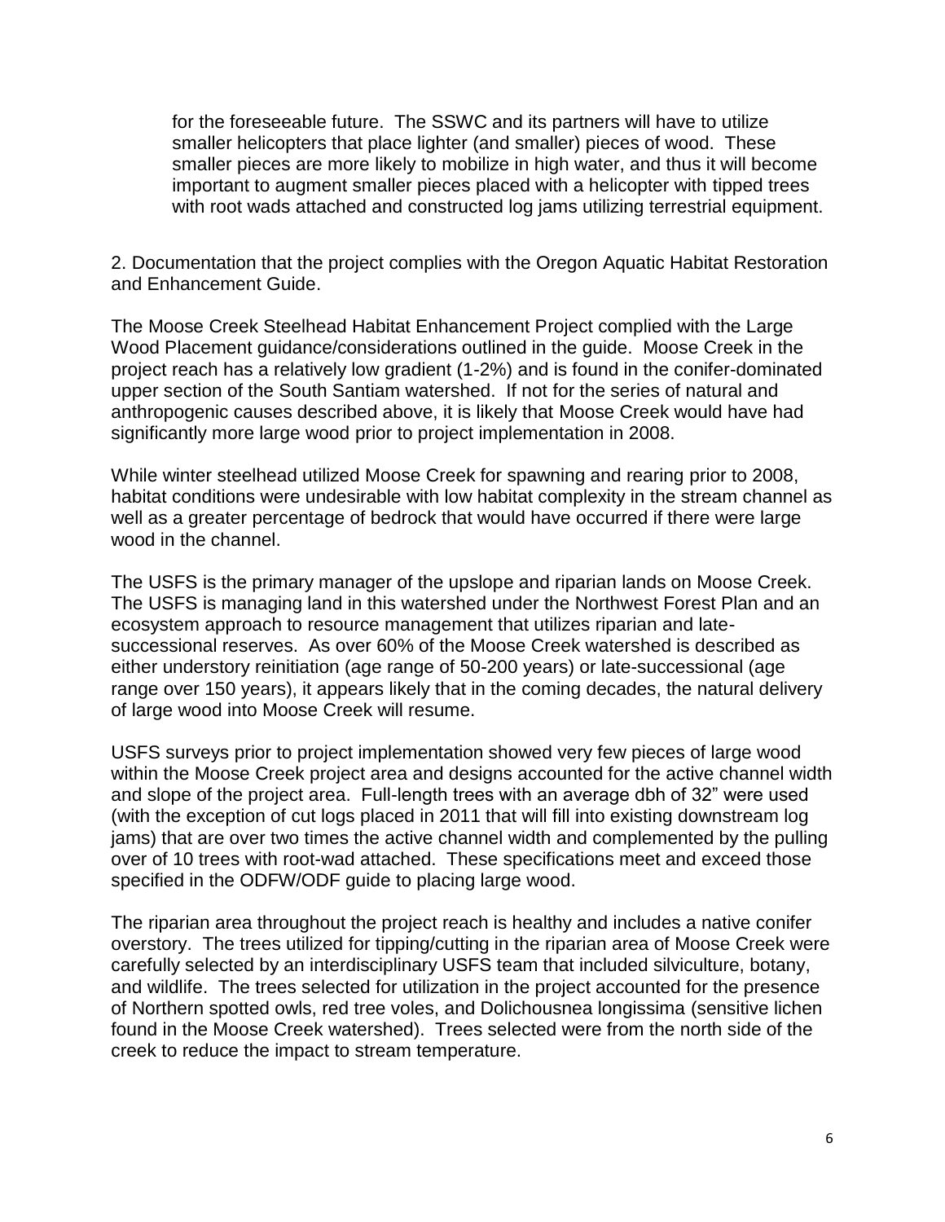for the foreseeable future. The SSWC and its partners will have to utilize smaller helicopters that place lighter (and smaller) pieces of wood. These smaller pieces are more likely to mobilize in high water, and thus it will become important to augment smaller pieces placed with a helicopter with tipped trees with root wads attached and constructed log jams utilizing terrestrial equipment.

2. Documentation that the project complies with the Oregon Aquatic Habitat Restoration and Enhancement Guide.

The Moose Creek Steelhead Habitat Enhancement Project complied with the Large Wood Placement guidance/considerations outlined in the guide. Moose Creek in the project reach has a relatively low gradient (1-2%) and is found in the conifer-dominated upper section of the South Santiam watershed. If not for the series of natural and anthropogenic causes described above, it is likely that Moose Creek would have had significantly more large wood prior to project implementation in 2008.

While winter steelhead utilized Moose Creek for spawning and rearing prior to 2008, habitat conditions were undesirable with low habitat complexity in the stream channel as well as a greater percentage of bedrock that would have occurred if there were large wood in the channel.

The USFS is the primary manager of the upslope and riparian lands on Moose Creek. The USFS is managing land in this watershed under the Northwest Forest Plan and an ecosystem approach to resource management that utilizes riparian and late-successional reserves. As over 60% of the Moose Creek watershed is described as either understory reinitiation (age range of 50-200 years) or late-successional (age range over 150 years), it appears likely that in the coming decades, the natural delivery of large wood into Moose Creek will resume.

USFS surveys prior to project implementation showed very few pieces of large wood within the Moose Creek project area and designs accounted for the active channel width and slope of the project area. Full-length trees with an average dbh of 32" were used (with the exception of cut logs placed in 2011 that will fill into existing downstream log jams) that are over two times the active channel width and complemented by the pulling over of 10 trees with root-wad attached. These specifications meet and exceed those specified in the ODFW/ODF guide to placing large wood.

The riparian area throughout the project reach is healthy and includes a native conifer overstory. The trees utilized for tipping/cutting in the riparian area of Moose Creek were carefully selected by an interdisciplinary USFS team that included silviculture, botany, and wildlife. The trees selected for utilization in the project accounted for the presence of Northern spotted owls, red tree voles, and Dolichousnea longissima (sensitive lichen found in the Moose Creek watershed). Trees selected were from the north side of the creek to reduce the impact to stream temperature.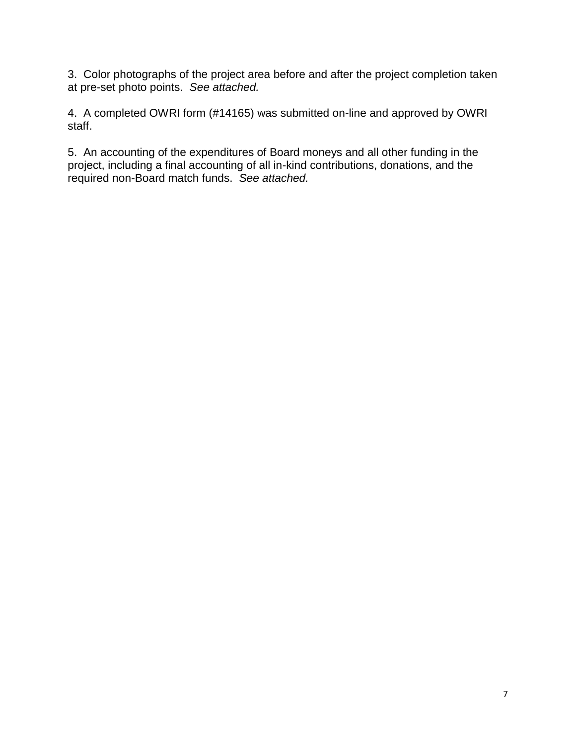3. Color photographs of the project area before and after the project completion taken at pre-set photo points. *See attached.*

4. A completed OWRI form (#14165) was submitted on-line and approved by OWRI staff.

5. An accounting of the expenditures of Board moneys and all other funding in the project, including a final accounting of all in-kind contributions, donations, and the required non-Board match funds. *See attached.*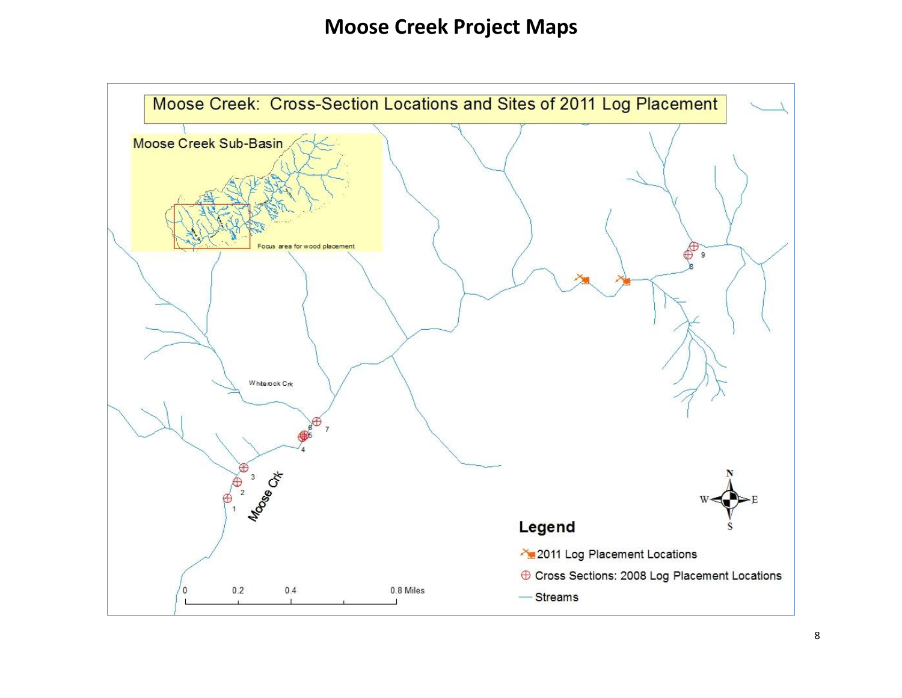# Moose Creek Project Maps

Moose Creek: Cross-Section Locations and Sites of 2011 Log Placement

Moose Creek Sub-Basin

Focus area for wood placement

Whiterock Crk

Moose Crk

1 2 3 4 5 6 7 8 9

Legend

2011 Log Placement Locations

Cross Sections: 2008 Log Placement Locations

Streams

0 0.2 0.4 0.8 Miles

N S E W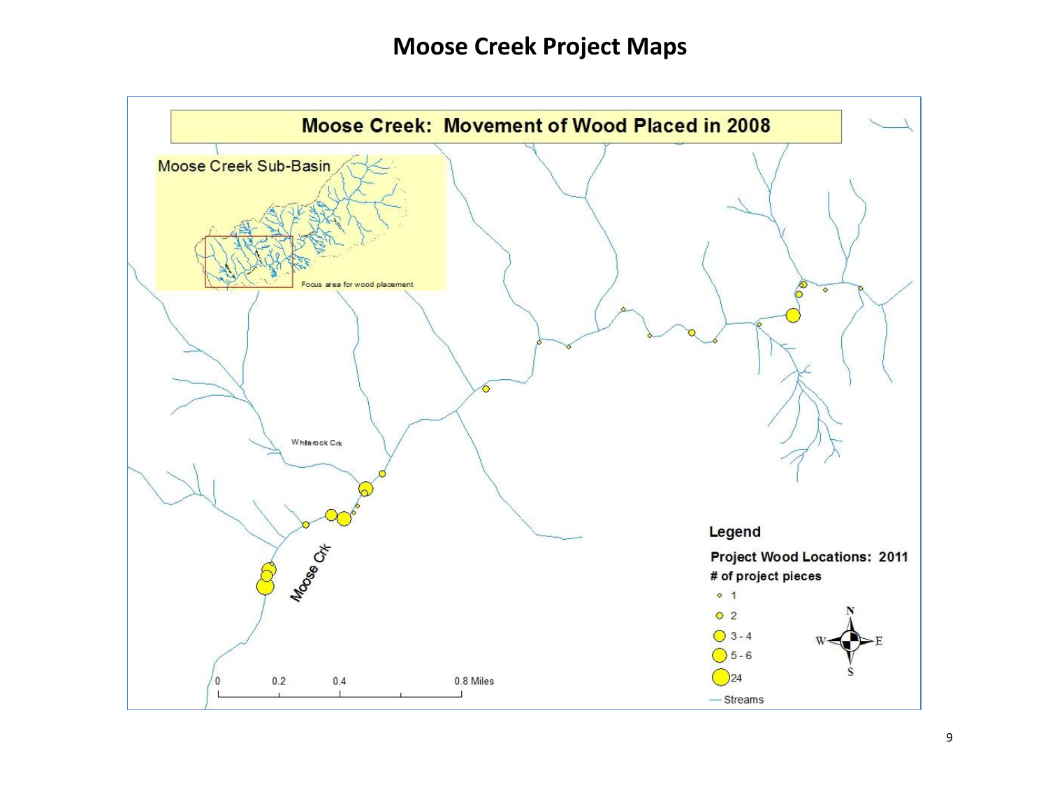# Moose Creek Project Maps

Moose Creek: Movement of Wood Placed in 2008

Moose Creek Sub-Basin

Focus area for wood placement

Whiterock Crk

Moose Crk

Legend

Project Wood Locations: 2011

# of project pieces

1

2

3 - 4

5 - 6

24

Streams

0 0.2 0.4 0.8 Miles

N

W E

S